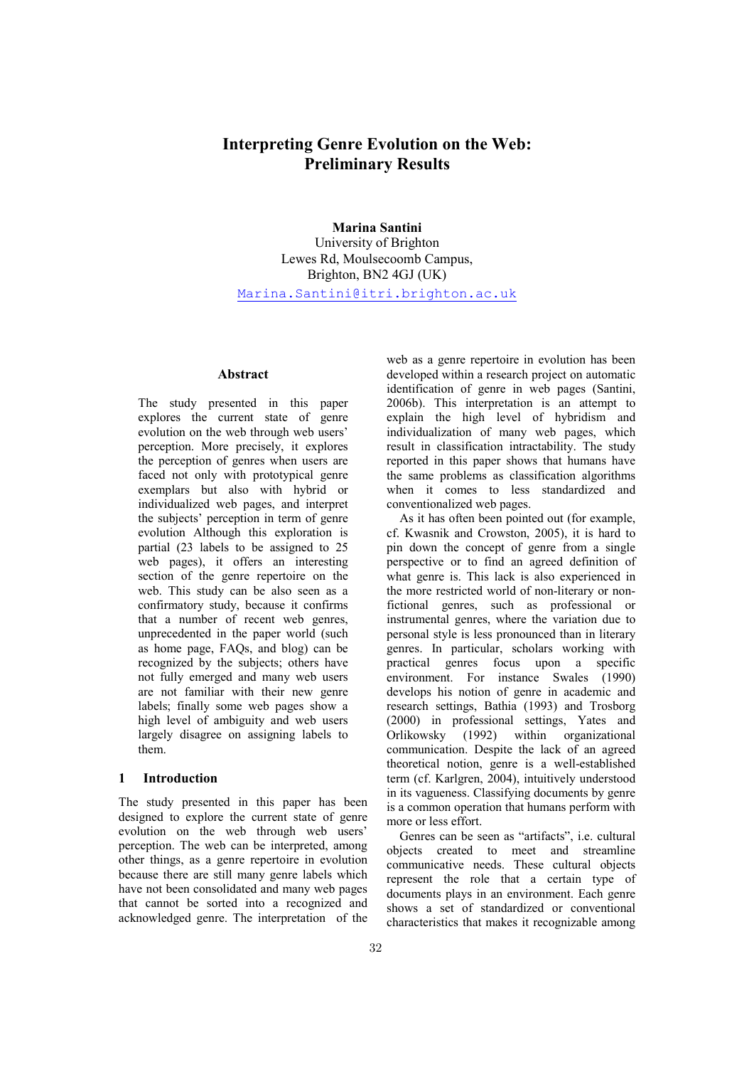# Interpreting Genre Evolution on the Web: Preliminary Results

**Marina Santini**
University of Brighton
Lewes Rd, Moulsecoomb Campus,
Brighton, BN2 4GJ (UK)
Marina.Santini@itri.brighton.ac.uk

## Abstract

The study presented in this paper explores the current state of genre evolution on the web through web users' perception. More precisely, it explores the perception of genres when users are faced not only with prototypical genre exemplars but also with hybrid or individualized web pages, and interpret the subjects' perception in term of genre evolution Although this exploration is partial (23 labels to be assigned to 25 web pages), it offers an interesting section of the genre repertoire on the web. This study can be also seen as a confirmatory study, because it confirms that a number of recent web genres, unprecedented in the paper world (such as home page, FAQs, and blog) can be recognized by the subjects; others have not fully emerged and many web users are not familiar with their new genre labels; finally some web pages show a high level of ambiguity and web users largely disagree on assigning labels to them.

## 1 Introduction

The study presented in this paper has been designed to explore the current state of genre evolution on the web through web users' perception. The web can be interpreted, among other things, as a genre repertoire in evolution because there are still many genre labels which have not been consolidated and many web pages that cannot be sorted into a recognized and acknowledged genre. The interpretation of the web as a genre repertoire in evolution has been developed within a research project on automatic identification of genre in web pages (Santini, 2006b). This interpretation is an attempt to explain the high level of hybridism and individualization of many web pages, which result in classification intractability. The study reported in this paper shows that humans have the same problems as classification algorithms when it comes to less standardized and conventionalized web pages.

As it has often been pointed out (for example, cf. Kwasnik and Crowston, 2005), it is hard to pin down the concept of genre from a single perspective or to find an agreed definition of what genre is. This lack is also experienced in the more restricted world of non-literary or non-fictional genres, such as professional or instrumental genres, where the variation due to personal style is less pronounced than in literary genres. In particular, scholars working with practical genres focus upon a specific environment. For instance Swales (1990) develops his notion of genre in academic and research settings, Bathia (1993) and Trosborg (2000) in professional settings, Yates and Orlikowsky (1992) within organizational communication. Despite the lack of an agreed theoretical notion, genre is a well-established term (cf. Karlgren, 2004), intuitively understood in its vagueness. Classifying documents by genre is a common operation that humans perform with more or less effort.

Genres can be seen as "artifacts", i.e. cultural objects created to meet and streamline communicative needs. These cultural objects represent the role that a certain type of documents plays in an environment. Each genre shows a set of standardized or conventional characteristics that makes it recognizable among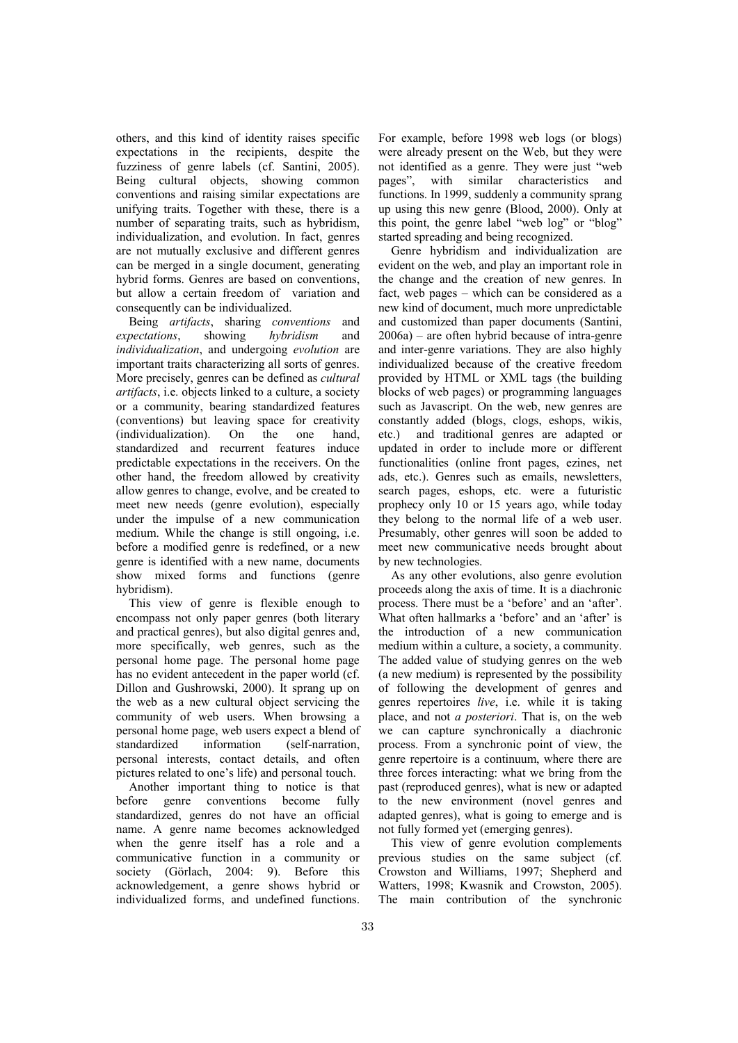others, and this kind of identity raises specific expectations in the recipients, despite the fuzziness of genre labels (cf. Santini, 2005). Being cultural objects, showing common conventions and raising similar expectations are unifying traits. Together with these, there is a number of separating traits, such as hybridism, individualization, and evolution. In fact, genres are not mutually exclusive and different genres can be merged in a single document, generating hybrid forms. Genres are based on conventions, but allow a certain freedom of variation and consequently can be individualized.

Being *artifacts*, sharing *conventions* and *expectations*, showing *hybridism* and *individualization*, and undergoing *evolution* are important traits characterizing all sorts of genres. More precisely, genres can be defined as *cultural artifacts*, i.e. objects linked to a culture, a society or a community, bearing standardized features (conventions) but leaving space for creativity (individualization). On the one hand, standardized and recurrent features induce predictable expectations in the receivers. On the other hand, the freedom allowed by creativity allow genres to change, evolve, and be created to meet new needs (genre evolution), especially under the impulse of a new communication medium. While the change is still ongoing, i.e. before a modified genre is redefined, or a new genre is identified with a new name, documents show mixed forms and functions (genre hybridism).

This view of genre is flexible enough to encompass not only paper genres (both literary and practical genres), but also digital genres and, more specifically, web genres, such as the personal home page. The personal home page has no evident antecedent in the paper world (cf. Dillon and Gushrowski, 2000). It sprang up on the web as a new cultural object servicing the community of web users. When browsing a personal home page, web users expect a blend of standardized information (self-narration, personal interests, contact details, and often pictures related to one's life) and personal touch.

Another important thing to notice is that before genre conventions become fully standardized, genres do not have an official name. A genre name becomes acknowledged when the genre itself has a role and a communicative function in a community or society (Görlach, 2004: 9). Before this acknowledgement, a genre shows hybrid or individualized forms, and undefined functions. For example, before 1998 web logs (or blogs) were already present on the Web, but they were not identified as a genre. They were just "web pages", with similar characteristics and functions. In 1999, suddenly a community sprang up using this new genre (Blood, 2000). Only at this point, the genre label "web log" or "blog" started spreading and being recognized.

Genre hybridism and individualization are evident on the web, and play an important role in the change and the creation of new genres. In fact, web pages – which can be considered as a new kind of document, much more unpredictable and customized than paper documents (Santini, 2006a) – are often hybrid because of intra-genre and inter-genre variations. They are also highly individualized because of the creative freedom provided by HTML or XML tags (the building blocks of web pages) or programming languages such as Javascript. On the web, new genres are constantly added (blogs, clogs, eshops, wikis, etc.) and traditional genres are adapted or updated in order to include more or different functionalities (online front pages, ezines, net ads, etc.). Genres such as emails, newsletters, search pages, eshops, etc. were a futuristic prophecy only 10 or 15 years ago, while today they belong to the normal life of a web user. Presumably, other genres will soon be added to meet new communicative needs brought about by new technologies.

As any other evolutions, also genre evolution proceeds along the axis of time. It is a diachronic process. There must be a 'before' and an 'after'. What often hallmarks a 'before' and an 'after' is the introduction of a new communication medium within a culture, a society, a community. The added value of studying genres on the web (a new medium) is represented by the possibility of following the development of genres and genres repertoires *live*, i.e. while it is taking place, and not *a posteriori*. That is, on the web we can capture synchronically a diachronic process. From a synchronic point of view, the genre repertoire is a continuum, where there are three forces interacting: what we bring from the past (reproduced genres), what is new or adapted to the new environment (novel genres and adapted genres), what is going to emerge and is not fully formed yet (emerging genres).

This view of genre evolution complements previous studies on the same subject (cf. Crowston and Williams, 1997; Shepherd and Watters, 1998; Kwasnik and Crowston, 2005). The main contribution of the synchronic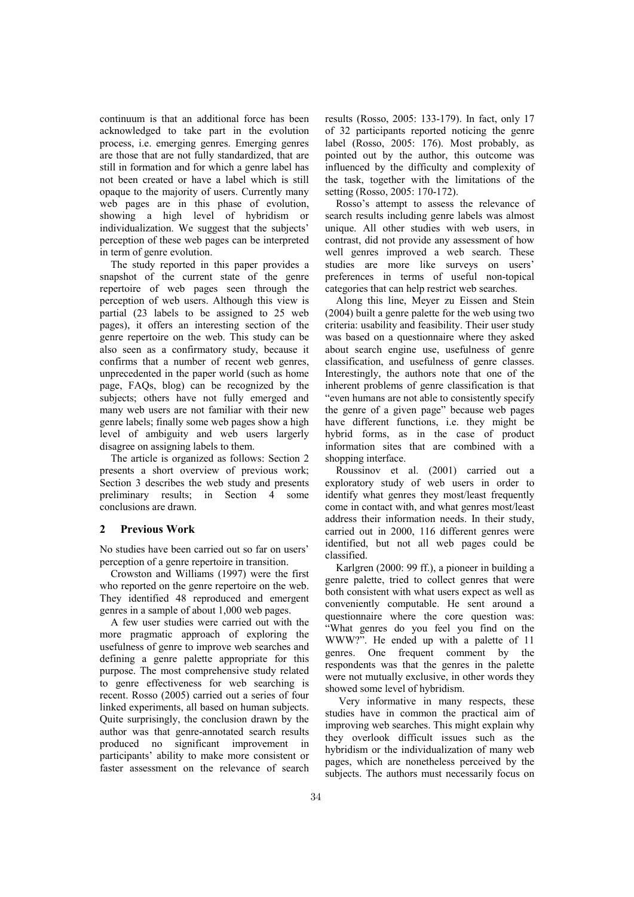continuum is that an additional force has been acknowledged to take part in the evolution process, i.e. emerging genres. Emerging genres are those that are not fully standardized, that are still in formation and for which a genre label has not been created or have a label which is still opaque to the majority of users. Currently many web pages are in this phase of evolution, showing a high level of hybridism or individualization. We suggest that the subjects' perception of these web pages can be interpreted in term of genre evolution.

The study reported in this paper provides a snapshot of the current state of the genre repertoire of web pages seen through the perception of web users. Although this view is partial (23 labels to be assigned to 25 web pages), it offers an interesting section of the genre repertoire on the web. This study can be also seen as a confirmatory study, because it confirms that a number of recent web genres, unprecedented in the paper world (such as home page, FAQs, blog) can be recognized by the subjects; others have not fully emerged and many web users are not familiar with their new genre labels; finally some web pages show a high level of ambiguity and web users largely disagree on assigning labels to them.

The article is organized as follows: Section 2 presents a short overview of previous work; Section 3 describes the web study and presents preliminary results; in Section 4 some conclusions are drawn.

## 2 Previous Work

No studies have been carried out so far on users' perception of a genre repertoire in transition.

Crowston and Williams (1997) were the first who reported on the genre repertoire on the web. They identified 48 reproduced and emergent genres in a sample of about 1,000 web pages.

A few user studies were carried out with the more pragmatic approach of exploring the usefulness of genre to improve web searches and defining a genre palette appropriate for this purpose. The most comprehensive study related to genre effectiveness for web searching is recent. Rosso (2005) carried out a series of four linked experiments, all based on human subjects. Quite surprisingly, the conclusion drawn by the author was that genre-annotated search results produced no significant improvement in participants' ability to make more consistent or faster assessment on the relevance of search results (Rosso, 2005: 133-179). In fact, only 17 of 32 participants reported noticing the genre label (Rosso, 2005: 176). Most probably, as pointed out by the author, this outcome was influenced by the difficulty and complexity of the task, together with the limitations of the setting (Rosso, 2005: 170-172).

Rosso's attempt to assess the relevance of search results including genre labels was almost unique. All other studies with web users, in contrast, did not provide any assessment of how well genres improved a web search. These studies are more like surveys on users' preferences in terms of useful non-topical categories that can help restrict web searches.

Along this line, Meyer zu Eissen and Stein (2004) built a genre palette for the web using two criteria: usability and feasibility. Their user study was based on a questionnaire where they asked about search engine use, usefulness of genre classification, and usefulness of genre classes. Interestingly, the authors note that one of the inherent problems of genre classification is that "even humans are not able to consistently specify the genre of a given page" because web pages have different functions, i.e. they might be hybrid forms, as in the case of product information sites that are combined with a shopping interface.

Roussinov et al. (2001) carried out a exploratory study of web users in order to identify what genres they most/least frequently come in contact with, and what genres most/least address their information needs. In their study, carried out in 2000, 116 different genres were identified, but not all web pages could be classified.

Karlgren (2000: 99 ff.), a pioneer in building a genre palette, tried to collect genres that were both consistent with what users expect as well as conveniently computable. He sent around a questionnaire where the core question was: "What genres do you feel you find on the WWW?". He ended up with a palette of 11 genres. One frequent comment by the respondents was that the genres in the palette were not mutually exclusive, in other words they showed some level of hybridism.

Very informative in many respects, these studies have in common the practical aim of improving web searches. This might explain why they overlook difficult issues such as the hybridism or the individualization of many web pages, which are nonetheless perceived by the subjects. The authors must necessarily focus on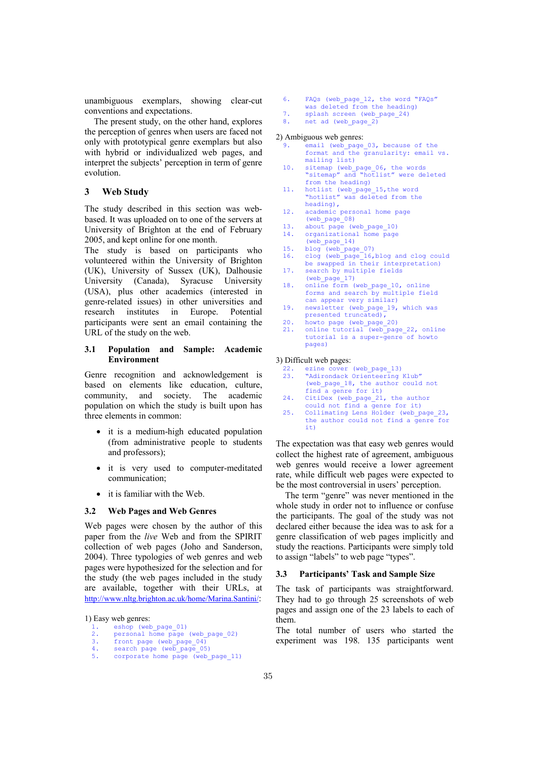unambiguous exemplars, showing clear-cut conventions and expectations.

The present study, on the other hand, explores the perception of genres when users are faced not only with prototypical genre exemplars but also with hybrid or individualized web pages, and interpret the subjects' perception in term of genre evolution.

## 3 Web Study

The study described in this section was web-based. It was uploaded on to one of the servers at University of Brighton at the end of February 2005, and kept online for one month.

The study is based on participants who volunteered within the University of Brighton (UK), University of Sussex (UK), Dalhousie University (Canada), Syracuse University (USA), plus other academics (interested in genre-related issues) in other universities and research institutes in Europe. Potential participants were sent an email containing the URL of the study on the web.

### 3.1 Population and Sample: Academic Environment

Genre recognition and acknowledgement is based on elements like education, culture, community, and society. The academic population on which the study is built upon has three elements in common:

- it is a medium-high educated population (from administrative people to students and professors);
- it is very used to computer-meditated communication;
- it is familiar with the Web.

### 3.2 Web Pages and Web Genres

Web pages were chosen by the author of this paper from the *live* Web and from the SPIRIT collection of web pages (Joho and Sanderson, 2004). Three typologies of web genres and web pages were hypothesized for the selection and for the study (the web pages included in the study are available, together with their URLs, at http://www.nltg.brighton.ac.uk/home/Marina.Santini/:

1) Easy web genres:

```
1.   eshop (web_page_01)
2.   personal home page (web_page_02)
3.   front page (web_page_04)
4.   search page (web_page_05)
5.   corporate home page (web_page_11)
6.   FAQs (web_page_12, the word "FAQs"
     was deleted from the heading)
7.   splash screen (web_page_24)
8.   net ad (web_page_2)
```

2) Ambiguous web genres:

```
9.   email (web_page_03, because of the
     format and the granularity: email vs.
     mailing list)
10.  sitemap (web_page_06, the words
     "sitemap" and "hotlist" were deleted
     from the heading)
11.  hotlist (web_page_15,the word
     "hotlist" was deleted from the
     heading),
12.  academic personal home page
     (web_page_08)
13.  about page (web_page_10)
14.  organizational home page
     (web_page_14)
15.  blog (web_page_07)
16.  clog (web_page_16,blog and clog could
     be swapped in their interpretation)
17.  search by multiple fields
     (web_page_17)
18.  online form (web_page_10, online
     forms and search by multiple field
     can appear very similar)
19.  newsletter (web_page_19, which was
     presented truncated),
20.  howto page (web_page_20)
21.  online tutorial (web_page_22, online
     tutorial is a super-genre of howto
     pages)
```

3) Difficult web pages:

```
22.  ezine cover (web_page_13)
23.  "Adirondack Orienteering Klub"
     (web_page_18, the author could not
     find a genre for it)
24.  CitiDex (web_page_21, the author
     could not find a genre for it)
25.  Collimating Lens Holder (web_page_23,
     the author could not find a genre for
     it)
```

The expectation was that easy web genres would collect the highest rate of agreement, ambiguous web genres would receive a lower agreement rate, while difficult web pages were expected to be the most controversial in users' perception.

The term "genre" was never mentioned in the whole study in order not to influence or confuse the participants. The goal of the study was not declared either because the idea was to ask for a genre classification of web pages implicitly and study the reactions. Participants were simply told to assign "labels" to web page "types".

### 3.3 Participants' Task and Sample Size

The task of participants was straightforward. They had to go through 25 screenshots of web pages and assign one of the 23 labels to each of them.

The total number of users who started the experiment was 198. 135 participants went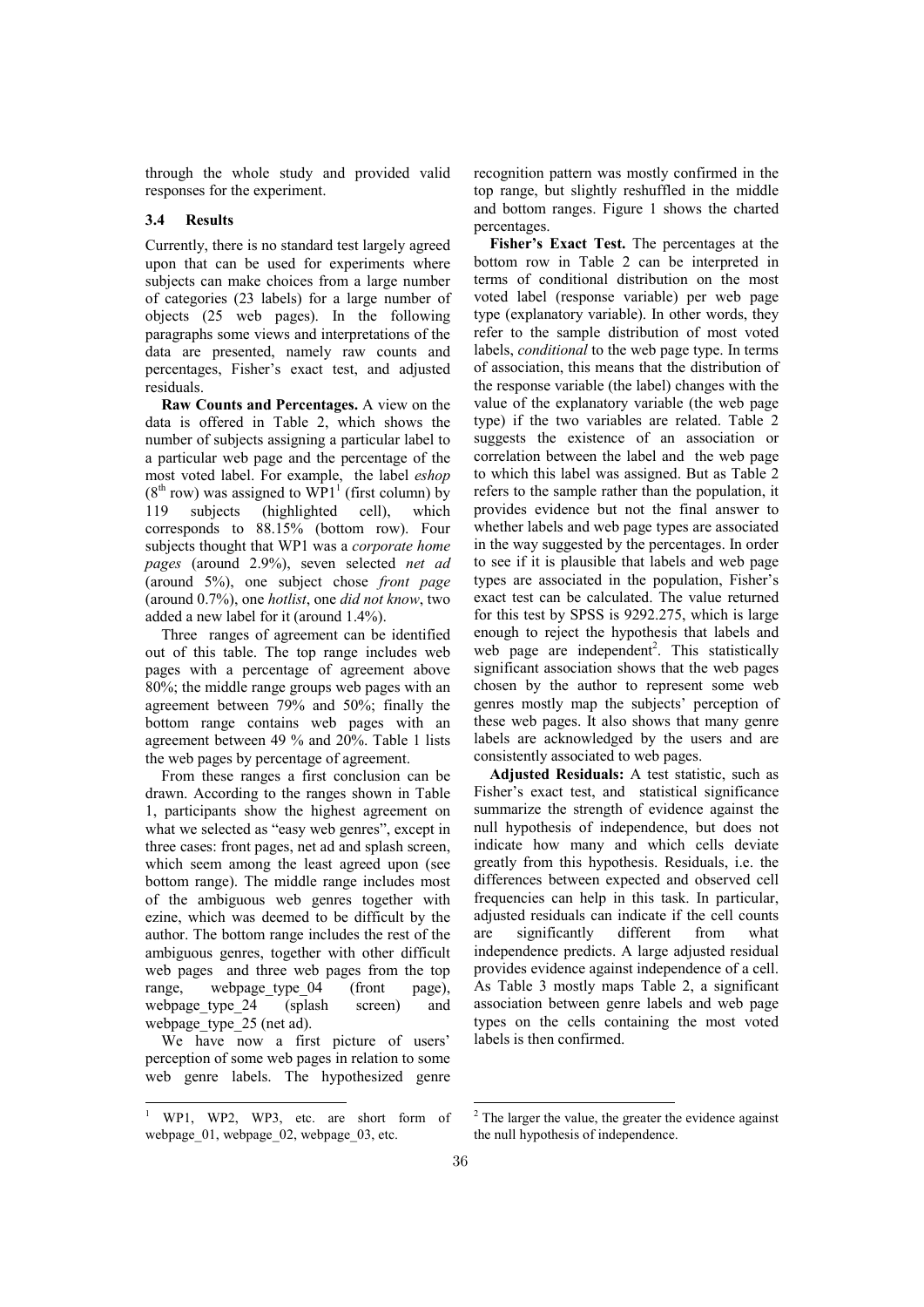through the whole study and provided valid responses for the experiment.

### 3.4 Results

Currently, there is no standard test largely agreed upon that can be used for experiments where subjects can make choices from a large number of categories (23 labels) for a large number of objects (25 web pages). In the following paragraphs some views and interpretations of the data are presented, namely raw counts and percentages, Fisher's exact test, and adjusted residuals.

**Raw Counts and Percentages.** A view on the data is offered in Table 2, which shows the number of subjects assigning a particular label to a particular web page and the percentage of the most voted label. For example, the label *eshop* ($8^{th}$ row) was assigned to WP1[1] (first column) by 119 subjects (highlighted cell), which corresponds to 88.15% (bottom row). Four subjects thought that WP1 was a *corporate home pages* (around 2.9%), seven selected *net ad* (around 5%), one subject chose *front page* (around 0.7%), one *hotlist*, one *did not know*, two added a new label for it (around 1.4%).

Three ranges of agreement can be identified out of this table. The top range includes web pages with a percentage of agreement above 80%; the middle range groups web pages with an agreement between 79% and 50%; finally the bottom range contains web pages with an agreement between 49 % and 20%. Table 1 lists the web pages by percentage of agreement.

From these ranges a first conclusion can be drawn. According to the ranges shown in Table 1, participants show the highest agreement on what we selected as "easy web genres", except in three cases: front pages, net ad and splash screen, which seem among the least agreed upon (see bottom range). The middle range includes most of the ambiguous web genres together with ezine, which was deemed to be difficult by the author. The bottom range includes the rest of the ambiguous genres, together with other difficult web pages and three web pages from the top range, webpage_type_04 (front page), webpage_type_24 (splash screen) and webpage_type_25 (net ad).

We have now a first picture of users' perception of some web pages in relation to some web genre labels. The hypothesized genre recognition pattern was mostly confirmed in the top range, but slightly reshuffled in the middle and bottom ranges. Figure 1 shows the charted percentages.

**Fisher's Exact Test.** The percentages at the bottom row in Table 2 can be interpreted in terms of conditional distribution on the most voted label (response variable) per web page type (explanatory variable). In other words, they refer to the sample distribution of most voted labels, *conditional* to the web page type. In terms of association, this means that the distribution of the response variable (the label) changes with the value of the explanatory variable (the web page type) if the two variables are related. Table 2 suggests the existence of an association or correlation between the label and the web page to which this label was assigned. But as Table 2 refers to the sample rather than the population, it provides evidence but not the final answer to whether labels and web page types are associated in the way suggested by the percentages. In order to see if it is plausible that labels and web page types are associated in the population, Fisher's exact test can be calculated. The value returned for this test by SPSS is 9292.275, which is large enough to reject the hypothesis that labels and web page are independent[2]. This statistically significant association shows that the web pages chosen by the author to represent some web genres mostly map the subjects' perception of these web pages. It also shows that many genre labels are acknowledged by the users and are consistently associated to web pages.

**Adjusted Residuals:** A test statistic, such as Fisher's exact test, and statistical significance summarize the strength of evidence against the null hypothesis of independence, but does not indicate how many and which cells deviate greatly from this hypothesis. Residuals, i.e. the differences between expected and observed cell frequencies can help in this task. In particular, adjusted residuals can indicate if the cell counts are significantly different from what independence predicts. A large adjusted residual provides evidence against independence of a cell. As Table 3 mostly maps Table 2, a significant association between genre labels and web page types on the cells containing the most voted labels is then confirmed.

---

[1] WP1, WP2, WP3, etc. are short form of webpage_01, webpage_02, webpage_03, etc.

[2] The larger the value, the greater the evidence against the null hypothesis of independence.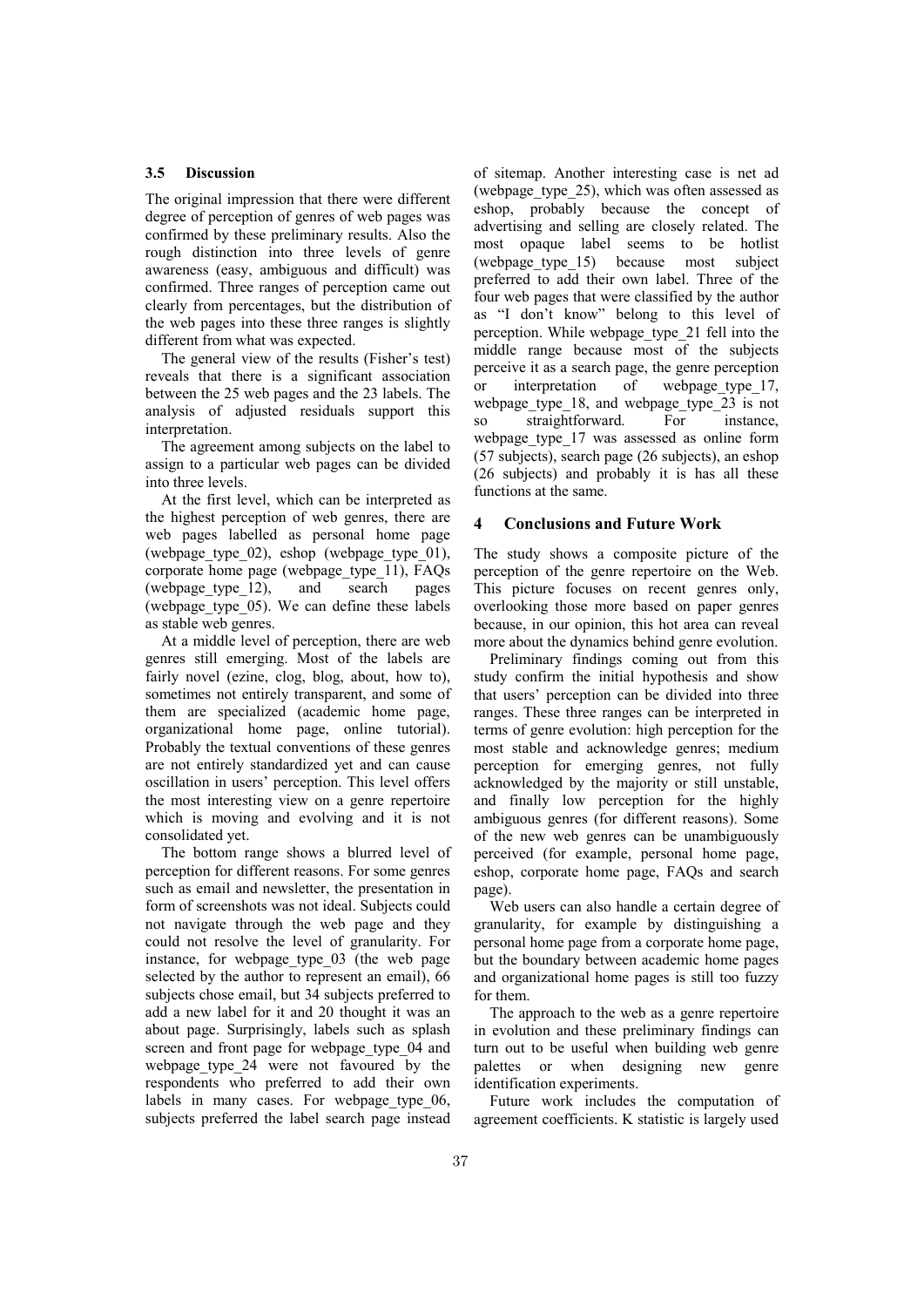### 3.5 Discussion

The original impression that there were different degree of perception of genres of web pages was confirmed by these preliminary results. Also the rough distinction into three levels of genre awareness (easy, ambiguous and difficult) was confirmed. Three ranges of perception came out clearly from percentages, but the distribution of the web pages into these three ranges is slightly different from what was expected.

The general view of the results (Fisher's test) reveals that there is a significant association between the 25 web pages and the 23 labels. The analysis of adjusted residuals support this interpretation.

The agreement among subjects on the label to assign to a particular web pages can be divided into three levels.

At the first level, which can be interpreted as the highest perception of web genres, there are web pages labelled as personal home page (webpage_type_02), eshop (webpage_type_01), corporate home page (webpage_type_11), FAQs (webpage_type_12), and search pages (webpage_type_05). We can define these labels as stable web genres.

At a middle level of perception, there are web genres still emerging. Most of the labels are fairly novel (ezine, clog, blog, about, how to), sometimes not entirely transparent, and some of them are specialized (academic home page, organizational home page, online tutorial). Probably the textual conventions of these genres are not entirely standardized yet and can cause oscillation in users' perception. This level offers the most interesting view on a genre repertoire which is moving and evolving and it is not consolidated yet.

The bottom range shows a blurred level of perception for different reasons. For some genres such as email and newsletter, the presentation in form of screenshots was not ideal. Subjects could not navigate through the web page and they could not resolve the level of granularity. For instance, for webpage_type_03 (the web page selected by the author to represent an email), 66 subjects chose email, but 34 subjects preferred to add a new label for it and 20 thought it was an about page. Surprisingly, labels such as splash screen and front page for webpage_type_04 and webpage_type_24 were not favoured by the respondents who preferred to add their own labels in many cases. For webpage_type_06, subjects preferred the label search page instead of sitemap. Another interesting case is net ad (webpage_type_25), which was often assessed as eshop, probably because the concept of advertising and selling are closely related. The most opaque label seems to be hotlist (webpage_type_15) because most subject preferred to add their own label. Three of the four web pages that were classified by the author as "I don't know" belong to this level of perception. While webpage_type_21 fell into the middle range because most of the subjects perceive it as a search page, the genre perception or interpretation of webpage_type_17, webpage_type_18, and webpage_type_23 is not so straightforward. For instance, webpage_type_17 was assessed as online form (57 subjects), search page (26 subjects), an eshop (26 subjects) and probably it is has all these functions at the same.

## 4 Conclusions and Future Work

The study shows a composite picture of the perception of the genre repertoire on the Web. This picture focuses on recent genres only, overlooking those more based on paper genres because, in our opinion, this hot area can reveal more about the dynamics behind genre evolution.

Preliminary findings coming out from this study confirm the initial hypothesis and show that users' perception can be divided into three ranges. These three ranges can be interpreted in terms of genre evolution: high perception for the most stable and acknowledge genres; medium perception for emerging genres, not fully acknowledged by the majority or still unstable, and finally low perception for the highly ambiguous genres (for different reasons). Some of the new web genres can be unambiguously perceived (for example, personal home page, eshop, corporate home page, FAQs and search page).

Web users can also handle a certain degree of granularity, for example by distinguishing a personal home page from a corporate home page, but the boundary between academic home pages and organizational home pages is still too fuzzy for them.

The approach to the web as a genre repertoire in evolution and these preliminary findings can turn out to be useful when building web genre palettes or when designing new genre identification experiments.

Future work includes the computation of agreement coefficients. K statistic is largely used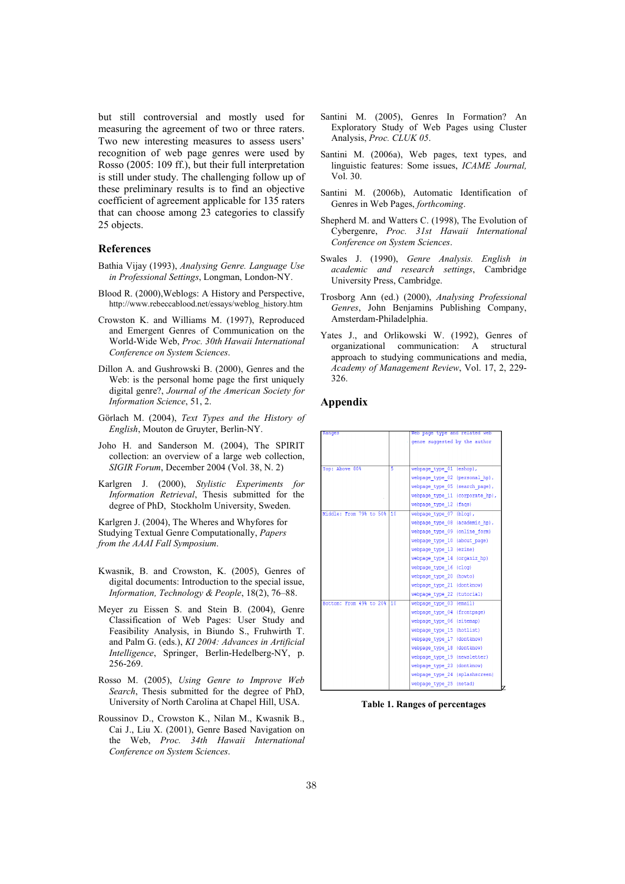but still controversial and mostly used for measuring the agreement of two or three raters. Two new interesting measures to assess users' recognition of web page genres were used by Rosso (2005: 109 ff.), but their full interpretation is still under study. The challenging follow up of these preliminary results is to find an objective coefficient of agreement applicable for 135 raters that can choose among 23 categories to classify 25 objects.

## References

Bathia Vijay (1993), *Analysing Genre. Language Use in Professional Settings*, Longman, London-NY.

Blood R. (2000),Weblogs: A History and Perspective, http://www.rebeccablood.net/essays/weblog_history.htm

Crowston K. and Williams M. (1997), Reproduced and Emergent Genres of Communication on the World-Wide Web, *Proc. 30th Hawaii International Conference on System Sciences*.

Dillon A. and Gushrowski B. (2000), Genres and the Web: is the personal home page the first uniquely digital genre?, *Journal of the American Society for Information Science*, 51, 2.

Görlach M. (2004), *Text Types and the History of English*, Mouton de Gruyter, Berlin-NY.

Joho H. and Sanderson M. (2004), The SPIRIT collection: an overview of a large web collection, *SIGIR Forum*, December 2004 (Vol. 38, N. 2)

Karlgren J. (2000), *Stylistic Experiments for Information Retrieval*, Thesis submitted for the degree of PhD, Stockholm University, Sweden.

Karlgren J. (2004), The Wheres and Whyfores for Studying Textual Genre Computationally, *Papers from the AAAI Fall Symposium*.

Kwasnik, B. and Crowston, K. (2005), Genres of digital documents: Introduction to the special issue, *Information, Technology & People*, 18(2), 76–88.

Meyer zu Eissen S. and Stein B. (2004), Genre Classification of Web Pages: User Study and Feasibility Analysis, in Biundo S., Fruhwirth T. and Palm G. (eds.), *KI 2004: Advances in Artificial Intelligence*, Springer, Berlin-Hedelberg-NY, p. 256-269.

Rosso M. (2005), *Using Genre to Improve Web Search*, Thesis submitted for the degree of PhD, University of North Carolina at Chapel Hill, USA.

Roussinov D., Crowston K., Nilan M., Kwasnik B., Cai J., Liu X. (2001), Genre Based Navigation on the Web, *Proc. 34th Hawaii International Conference on System Sciences*.

Santini M. (2005), Genres In Formation? An Exploratory Study of Web Pages using Cluster Analysis, *Proc. CLUK 05*.

Santini M. (2006a), Web pages, text types, and linguistic features: Some issues, *ICAME Journal,* Vol. 30.

Santini M. (2006b), Automatic Identification of Genres in Web Pages, *forthcoming*.

Shepherd M. and Watters C. (1998), The Evolution of Cybergenre, *Proc. 31st Hawaii International Conference on System Sciences*.

Swales J. (1990), *Genre Analysis. English in academic and research settings*, Cambridge University Press, Cambridge.

Trosborg Ann (ed.) (2000), *Analysing Professional Genres*, John Benjamins Publishing Company, Amsterdam-Philadelphia.

Yates J., and Orlikowski W. (1992), Genres of organizational communication: A structural approach to studying communications and media, *Academy of Management Review*, Vol. 17, 2, 229-326.

## Appendix

| Ranges | | Web page type and related web genre suggested by the author |
|---|---|---|
| Top: Above 80% | 5 | webpage_type_01 (eshop), webpage_type_02 (personal_hp), webpage_type_05 (search_page), webpage_type_11 (corporate_hp), webpage_type_12 (faqs) |
| Middle: From 79% to 50% | 10 | webpage_type_07 (blog), webpage_type_08 (academic_hp), webpage_type_09 (online_form) webpage_type_10 (about_page) webpage_type_13 (ezine) webpage_type_14 (organiz_hp) webpage_type_16 (clog) webpage_type_20 (howto) webpage_type_21 (dontknow) webpage_type_22 (tutorial) |
| Bottom: From 49% to 20% | 10 | webpage_type_03 (email) webpage_type_04 (frontpage) webpage_type_06 (sitemap) webpage_type_15 (hotlist) webpage_type_17 (dontknow) webpage_type_18 (dontknow) webpage_type_19 (newsletter) webpage_type_23 (dontknow) webpage_type_24 (splashscreen) webpage_type_25 (metad) |

**Table 1. Ranges of percentages**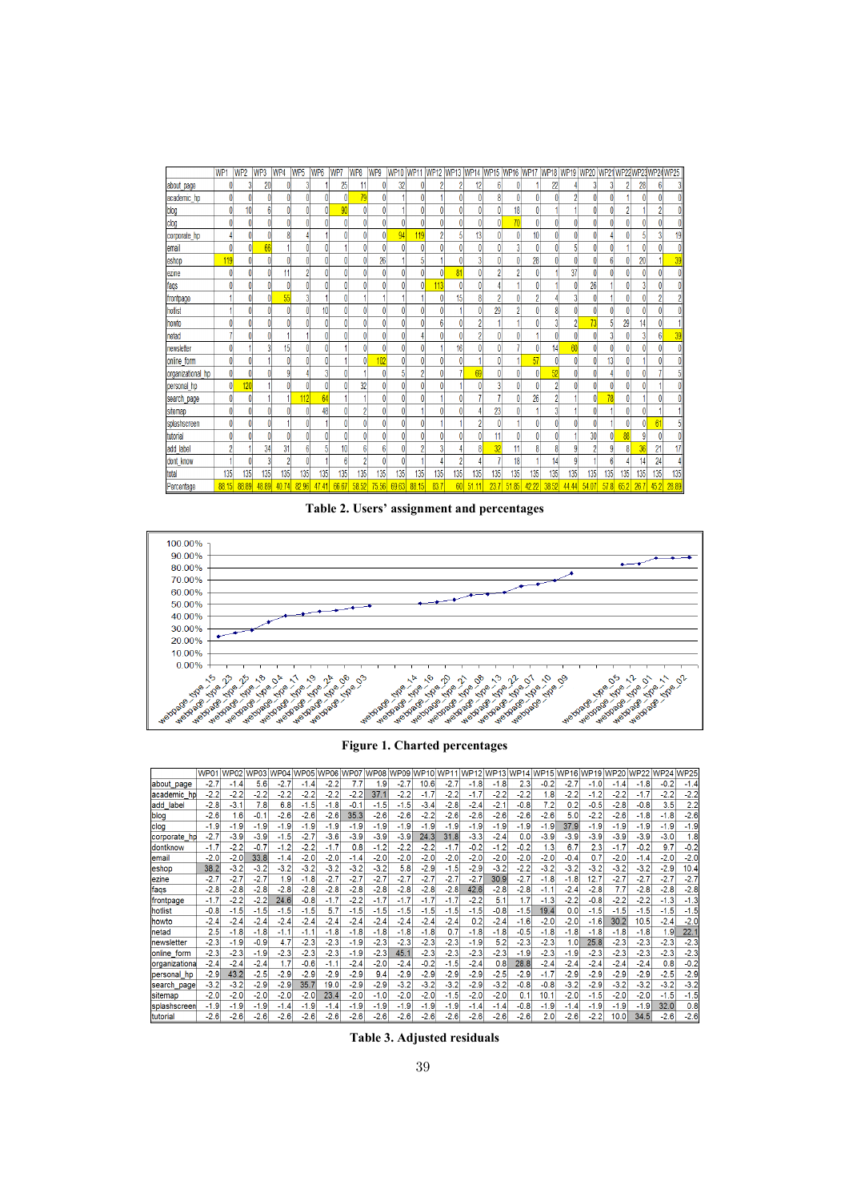| | WP1 | WP2 | WP3 | WP4 | WP5 | WP6 | WP7 | WP8 | WP9 | WP10 | WP11 | WP12 | WP13 | WP14 | WP15 | WP16 | WP17 | WP18 | WP19 | WP20 | WP21 | WP22 | WP23 | WP24 | WP25 |
|---|---|---|---|---|---|---|---|---|---|---|---|---|---|---|---|---|---|---|---|---|---|---|---|---|---|
| about_page | 0 | 3 | 20 | 0 | 3 | 1 | 25 | 11 | 0 | 32 | 0 | 2 | 2 | 12 | 6 | 0 | 1 | 22 | 4 | 3 | 3 | 2 | 28 | 6 | 3 |
| academic_hp | 0 | 0 | 0 | 0 | 0 | 0 | 0 | 79 | 0 | 1 | 0 | 1 | 0 | 0 | 8 | 0 | 0 | 0 | 2 | 0 | 0 | 1 | 0 | 0 | 0 |
| blog | 0 | 10 | 6 | 0 | 0 | 0 | 90 | 0 | 0 | 1 | 0 | 0 | 0 | 0 | 18 | 0 | 1 | 1 | 1 | 0 | 0 | 2 | 1 | 2 | 0 |
| clog | 0 | 0 | 0 | 0 | 0 | 0 | 0 | 0 | 0 | 0 | 0 | 0 | 0 | 0 | 0 | 70 | 0 | 0 | 0 | 0 | 0 | 0 | 0 | 0 | 0 |
| corporate_hp | 4 | 0 | 0 | 8 | 4 | 1 | 0 | 0 | 0 | 94 | 119 | 2 | 5 | 13 | 0 | 0 | 10 | 0 | 0 | 0 | 4 | 0 | 5 | 3 | 19 |
| email | 0 | 0 | 66 | 0 | 1 | 0 | 1 | 0 | 0 | 0 | 0 | 0 | 0 | 0 | 0 | 3 | 0 | 0 | 5 | 0 | 0 | 1 | 0 | 0 | 0 |
| eshop | 119 | 0 | 0 | 0 | 0 | 0 | 0 | 0 | 26 | 1 | 5 | 1 | 0 | 3 | 0 | 0 | 28 | 0 | 0 | 0 | 6 | 0 | 20 | 1 | 39 |
| ezine | 0 | 0 | 0 | 11 | 2 | 0 | 0 | 0 | 0 | 0 | 0 | 0 | 81 | 0 | 2 | 2 | 0 | 1 | 37 | 0 | 0 | 0 | 0 | 0 | 0 |
| faqs | 0 | 0 | 0 | 0 | 0 | 0 | 0 | 0 | 0 | 0 | 0 | 113 | 0 | 0 | 4 | 1 | 0 | 1 | 0 | 26 | 1 | 0 | 3 | 0 | 0 |
| frontpage | 1 | 0 | 0 | 55 | 3 | 1 | 0 | 1 | 1 | 1 | 1 | 0 | 15 | 8 | 2 | 0 | 2 | 4 | 3 | 0 | 1 | 0 | 0 | 2 | 2 |
| hotlist | 1 | 0 | 0 | 0 | 0 | 10 | 0 | 0 | 0 | 0 | 0 | 0 | 1 | 0 | 29 | 2 | 0 | 8 | 0 | 0 | 0 | 0 | 0 | 0 | 0 |
| howto | 0 | 0 | 0 | 0 | 0 | 0 | 0 | 0 | 0 | 0 | 0 | 6 | 0 | 2 | 1 | 1 | 0 | 3 | 2 | 73 | 5 | 29 | 14 | 0 | 1 |
| netad | 7 | 0 | 0 | 1 | 1 | 0 | 0 | 0 | 0 | 0 | 4 | 0 | 0 | 2 | 0 | 0 | 1 | 0 | 0 | 0 | 3 | 0 | 3 | 6 | 39 |
| newsletter | 0 | 1 | 3 | 15 | 0 | 0 | 1 | 0 | 0 | 0 | 0 | 1 | 16 | 0 | 0 | 7 | 0 | 14 | 80 | 0 | 0 | 0 | 0 | 0 | 0 |
| online_form | 0 | 0 | 1 | 0 | 0 | 0 | 1 | 0 | 102 | 0 | 0 | 0 | 0 | 1 | 0 | 1 | 57 | 0 | 0 | 0 | 13 | 0 | 1 | 0 | 0 |
| organizational_hp | 0 | 0 | 0 | 9 | 4 | 3 | 0 | 1 | 0 | 5 | 2 | 0 | 7 | 69 | 0 | 0 | 0 | 52 | 0 | 0 | 4 | 0 | 0 | 7 | 5 |
| personal_hp | 0 | 120 | 1 | 0 | 0 | 0 | 0 | 32 | 0 | 0 | 0 | 0 | 1 | 0 | 3 | 0 | 0 | 2 | 0 | 0 | 0 | 0 | 0 | 1 | 0 |
| search_page | 0 | 0 | 1 | 1 | 112 | 64 | 1 | 1 | 0 | 0 | 0 | 1 | 0 | 7 | 7 | 0 | 26 | 2 | 1 | 0 | 78 | 0 | 1 | 0 | 0 |
| sitemap | 0 | 0 | 0 | 0 | 0 | 48 | 0 | 2 | 0 | 0 | 1 | 0 | 0 | 4 | 23 | 0 | 1 | 3 | 1 | 0 | 1 | 0 | 0 | 1 | 1 |
| splashscreen | 0 | 0 | 0 | 1 | 0 | 1 | 0 | 0 | 0 | 0 | 0 | 1 | 1 | 2 | 0 | 1 | 0 | 0 | 0 | 0 | 1 | 0 | 0 | 61 | 5 |
| tutorial | 0 | 0 | 0 | 0 | 0 | 0 | 0 | 0 | 0 | 0 | 0 | 0 | 0 | 0 | 11 | 0 | 0 | 0 | 1 | 30 | 0 | 88 | 9 | 0 | 0 |
| add_label | 2 | 1 | 34 | 31 | 6 | 5 | 10 | 6 | 6 | 0 | 2 | 3 | 4 | 8 | 32 | 11 | 6 | 8 | 9 | 2 | 9 | 8 | 36 | 21 | 17 |
| dont_know | 1 | 0 | 3 | 2 | 0 | 1 | 6 | 2 | 0 | 0 | 1 | 4 | 2 | 4 | 7 | 18 | 1 | 14 | 9 | 1 | 6 | 4 | 14 | 24 | 4 |
| total | 135 | 135 | 135 | 135 | 135 | 135 | 135 | 135 | 135 | 135 | 135 | 135 | 135 | 135 | 135 | 135 | 135 | 135 | 135 | 135 | 135 | 135 | 135 | 135 | 135 |
| Percentage | 88.15 | 88.89 | 48.89 | 40.74 | 82.96 | 47.41 | 66.67 | 58.52 | 75.56 | 69.63 | 88.15 | 83.7 | 60 | 51.11 | 23.7 | 51.85 | 42.22 | 38.52 | 44.44 | 54.07 | 57.8 | 65.2 | 26.7 | 45.2 | 28.89 |

**Table 2. Users' assignment and percentages**

100.00%
90.00%
80.00%
70.00%
60.00%
50.00%
40.00%
30.00%
20.00%
10.00%
0.00%

webpage_type_15, webpage_type_23, webpage_type_25, webpage_type_18, webpage_type_04, webpage_type_17, webpage_type_19, webpage_type_24, webpage_type_06, webpage_type_03, webpage_type_14, webpage_type_16, webpage_type_20, webpage_type_21, webpage_type_08, webpage_type_13, webpage_type_22, webpage_type_07, webpage_type_10, webpage_type_09, webpage_type_05, webpage_type_12, webpage_type_01, webpage_type_11, webpage_type_02

**Figure 1. Charted percentages**

| | WP01 | WP02 | WP03 | WP04 | WP05 | WP06 | WP07 | WP08 | WP09 | WP10 | WP11 | WP12 | WP13 | WP14 | WP15 | WP16 | WP19 | WP20 | WP22 | WP24 | WP25 |
|---|---|---|---|---|---|---|---|---|---|---|---|---|---|---|---|---|---|---|---|---|---|
| about_page | -2.7 | -1.4 | 5.6 | -2.7 | -1.4 | -2.2 | 7.7 | 1.9 | -2.7 | 10.6 | -2.7 | -1.8 | -1.8 | 2.3 | -0.2 | -2.7 | -1.0 | -1.4 | -1.8 | -0.2 | -1.4 |
| academic_hp | -2.2 | -2.2 | -2.2 | -2.2 | -2.2 | -2.2 | -2.2 | 37.1 | -2.2 | -1.7 | -2.2 | -1.7 | -2.2 | -2.2 | 1.8 | -2.2 | -1.2 | -2.2 | -1.7 | -2.2 | -2.2 |
| add_label | -2.8 | -3.1 | 7.8 | 6.8 | -1.5 | -1.8 | -0.1 | -1.5 | -1.5 | -3.4 | -2.8 | -2.4 | -2.1 | -0.8 | 7.2 | 0.2 | -0.5 | -2.8 | -0.8 | 3.5 | 2.2 |
| blog | -2.6 | 1.6 | -0.1 | -2.6 | -2.6 | -2.6 | 35.3 | -2.6 | -2.6 | -2.2 | -2.6 | -2.6 | -2.6 | -2.6 | -2.6 | 5.0 | -2.2 | -2.6 | -1.8 | -1.8 | -2.6 |
| clog | -1.9 | -1.9 | -1.9 | -1.9 | -1.9 | -1.9 | -1.9 | -1.9 | -1.9 | -1.9 | -1.9 | -1.9 | -1.9 | -1.9 | -1.9 | 37.9 | -1.9 | -1.9 | -1.9 | -1.9 | -1.9 |
| corporate_hp | -2.7 | -3.9 | -3.9 | -1.5 | -2.7 | -3.6 | -3.9 | -3.9 | -3.9 | 24.3 | 31.8 | -3.3 | -2.4 | 0.0 | -3.9 | -3.9 | -3.9 | -3.9 | -3.9 | -3.0 | 1.8 |
| dontknow | -1.7 | -2.2 | -0.7 | -1.2 | -2.2 | -1.7 | 0.8 | -1.2 | -2.2 | -2.2 | -1.7 | -0.2 | -1.2 | -0.2 | 1.3 | 6.7 | 2.3 | -1.7 | -0.2 | 9.7 | -0.2 |
| email | -2.0 | -2.0 | 33.8 | -1.4 | -2.0 | -2.0 | -1.4 | -2.0 | -2.0 | -2.0 | -2.0 | -2.0 | -2.0 | -2.0 | -2.0 | -0.4 | 0.7 | -2.0 | -1.4 | -2.0 | -2.0 |
| eshop | 38.2 | -3.2 | -3.2 | -3.2 | -3.2 | -3.2 | -3.2 | -3.2 | 5.8 | -2.9 | -1.5 | -2.9 | -3.2 | -2.2 | -3.2 | -3.2 | -3.2 | -3.2 | -3.2 | -2.9 | 10.4 |
| ezine | -2.7 | -2.7 | -2.7 | 1.9 | -1.8 | -2.7 | -2.7 | -2.7 | -2.7 | -2.7 | -2.7 | -2.7 | 30.9 | -2.7 | -1.8 | -1.8 | 12.7 | -2.7 | -2.7 | -2.7 | -2.7 |
| faqs | -2.8 | -2.8 | -2.8 | -2.8 | -2.8 | -2.8 | -2.8 | -2.8 | -2.8 | -2.8 | -2.8 | 42.6 | -2.8 | -2.8 | -1.1 | -2.4 | -2.8 | 7.7 | -2.8 | -2.8 | -2.8 |
| frontpage | -1.7 | -2.2 | -2.2 | 24.6 | -0.8 | -1.7 | -2.2 | -1.7 | -1.7 | -1.7 | -1.7 | -2.2 | 5.1 | 1.7 | -1.3 | -2.2 | -0.8 | -2.2 | -2.2 | -1.3 | -1.3 |
| hotlist | -0.8 | -1.5 | -1.5 | -1.5 | -1.5 | 5.7 | -1.5 | -1.5 | -1.5 | -1.5 | -1.5 | -1.5 | -0.8 | -1.5 | 19.4 | 0.0 | -1.5 | -1.5 | -1.5 | -1.5 | -1.5 |
| howto | -2.4 | -2.4 | -2.4 | -2.4 | -2.4 | -2.4 | -2.4 | -2.4 | -2.4 | -2.4 | -2.4 | 0.2 | -2.4 | -1.6 | -2.0 | -2.0 | -1.6 | 30.2 | 10.5 | -2.4 | -2.0 |
| netad | 2.5 | -1.8 | -1.8 | -1.1 | -1.1 | -1.8 | -1.8 | -1.8 | -1.8 | -1.8 | 0.7 | -1.8 | -1.8 | -0.5 | -1.8 | -1.8 | -1.8 | -1.8 | -1.8 | 1.9 | 22.1 |
| newsletter | -2.3 | -1.9 | -0.9 | 4.7 | -2.3 | -2.3 | -1.9 | -2.3 | -2.3 | -2.3 | -2.3 | -1.9 | 5.2 | -2.3 | -2.3 | 1.0 | 25.8 | -2.3 | -2.3 | -2.3 | -2.3 |
| online_form | -2.3 | -2.3 | -1.9 | -2.3 | -2.3 | -2.3 | -1.9 | -2.3 | 45.1 | -2.3 | -2.3 | -2.3 | -2.3 | -1.9 | -2.3 | -1.9 | -2.3 | -2.3 | -2.3 | -2.3 | -2.3 |
| organizationa | -2.4 | -2.4 | -2.4 | 1.7 | -0.6 | -1.1 | -2.4 | -2.0 | -2.4 | -0.2 | -1.5 | -2.4 | 0.8 | 28.8 | -2.4 | -2.4 | -2.4 | -2.4 | -2.4 | 0.8 | -0.2 |
| personal_hp | -2.9 | 43.2 | -2.5 | -2.9 | -2.9 | -2.9 | -2.9 | 9.4 | -2.9 | -2.9 | -2.9 | -2.9 | -2.5 | -2.9 | -1.7 | -2.9 | -2.9 | -2.9 | -2.9 | -2.5 | -2.9 |
| search_page | -3.2 | -3.2 | -2.9 | -2.9 | 35.7 | 19.0 | -2.9 | -2.9 | -3.2 | -3.2 | -3.2 | -2.9 | -3.2 | -0.8 | -0.8 | -3.2 | -2.9 | -3.2 | -3.2 | -3.2 | -3.2 |
| sitemap | -2.0 | -2.0 | -2.0 | -2.0 | -2.0 | 23.4 | -2.0 | -1.0 | -2.0 | -2.0 | -1.5 | -2.0 | -2.0 | 0.1 | 10.1 | -2.0 | -1.5 | -2.0 | -2.0 | -1.5 | -1.5 |
| splashscreen | -1.9 | -1.9 | -1.9 | -1.4 | -1.9 | -1.4 | -1.9 | -1.9 | -1.9 | -1.9 | -1.9 | -1.4 | -1.4 | -0.8 | -1.9 | -1.4 | -1.9 | -1.9 | -1.9 | 32.0 | 0.8 |
| tutorial | -2.6 | -2.6 | -2.6 | -2.6 | -2.6 | -2.6 | -2.6 | -2.6 | -2.6 | -2.6 | -2.6 | -2.6 | -2.6 | -2.6 | 2.0 | -2.6 | -2.2 | 10.0 | 34.5 | -2.6 | -2.6 |

**Table 3. Adjusted residuals**